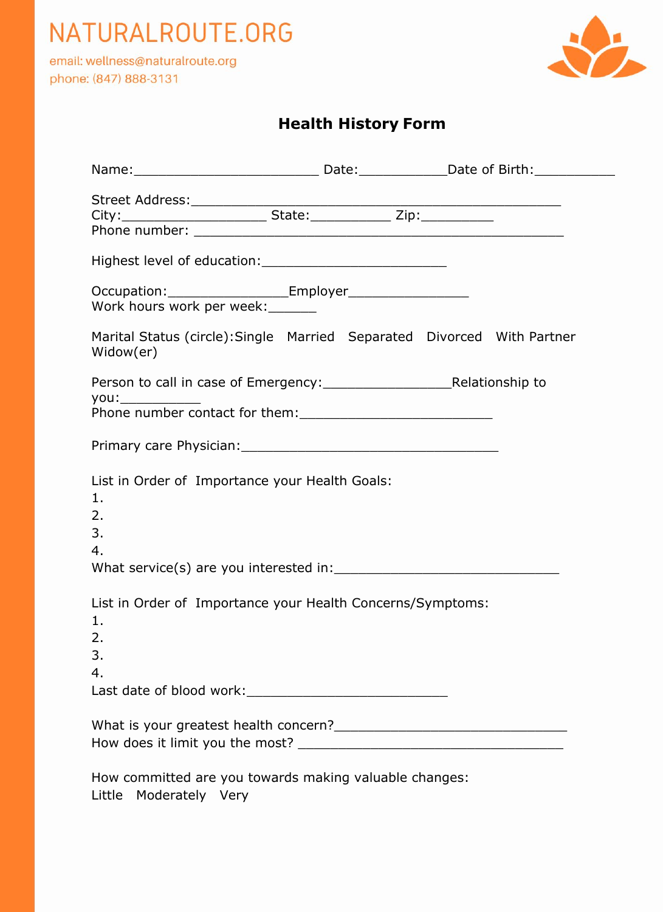NATURALROUTE.ORG

email: wellness@naturalroute.org

phone: (847) 888-3131

## Health History Form

Name:________________________ Date:___________Date of Birth:__________

Street Address:________________________________________________
City:___________________ State:___________ Zip:__________
Phone number: ________________________________________________

Highest level of education:________________________

Occupation:________________Employer________________
Work hours work per week:______

Marital Status (circle):Single Married Separated Divorced With Partner Widow(er)

Person to call in case of Emergency:_________________Relationship to you:__________
Phone number contact for them:_________________________

Primary care Physician:_________________________________

List in Order of Importance your Health Goals:

1.
2.
3.
4.

What service(s) are you interested in:_____________________________

List in Order of Importance your Health Concerns/Symptoms:

1.
2.
3.
4.

Last date of blood work:__________________________

What is your greatest health concern?______________________________
How does it limit you the most? __________________________________

How committed are you towards making valuable changes:
Little Moderately Very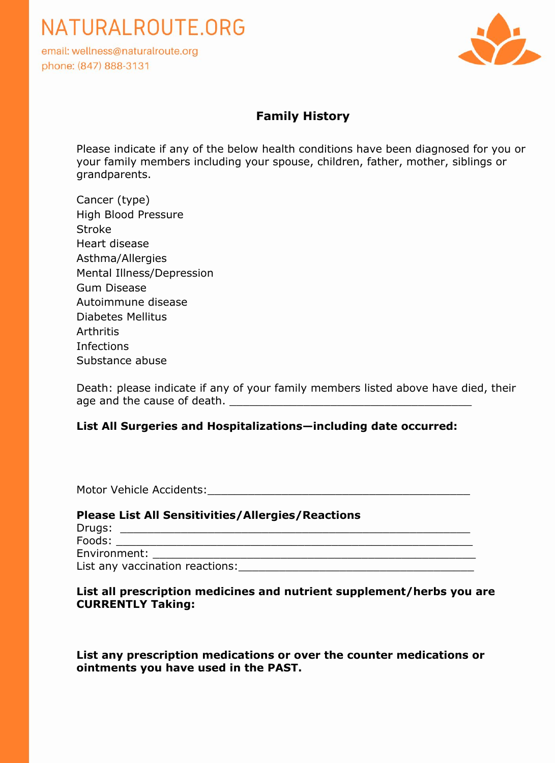NATURALROUTE.ORG

email: wellness@naturalroute.org

phone: (847) 888-3131

## Family History

Please indicate if any of the below health conditions have been diagnosed for you or your family members including your spouse, children, father, mother, siblings or grandparents.

Cancer (type)
High Blood Pressure
Stroke
Heart disease
Asthma/Allergies
Mental Illness/Depression
Gum Disease
Autoimmune disease
Diabetes Mellitus
Arthritis
Infections
Substance abuse

Death: please indicate if any of your family members listed above have died, their age and the cause of death. ______________________________________

**List All Surgeries and Hospitalizations—including date occurred:**

Motor Vehicle Accidents:_________________________________________

**Please List All Sensitivities/Allergies/Reactions**

Drugs: _______________________________________________________
Foods: _______________________________________________________
Environment: __________________________________________________
List any vaccination reactions:_____________________________________

**List all prescription medicines and nutrient supplement/herbs you are CURRENTLY Taking:**

**List any prescription medications or over the counter medications or ointments you have used in the PAST.**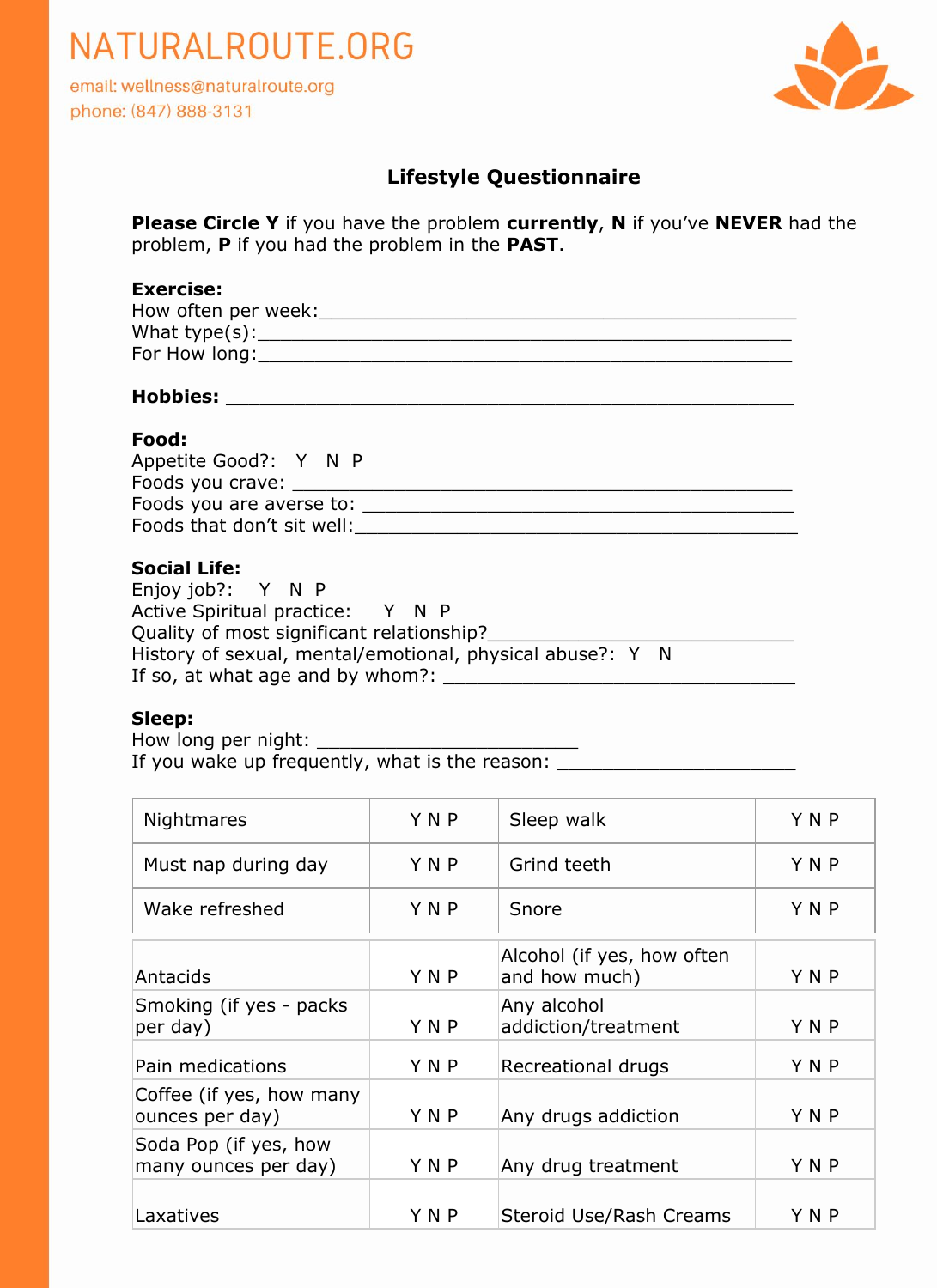# NATURALROUTE.ORG

email: wellness@naturalroute.org
phone: (847) 888-3131

## Lifestyle Questionnaire

**Please Circle Y** if you have the problem **currently**, **N** if you've **NEVER** had the problem, **P** if you had the problem in the **PAST**.

**Exercise:**
How often per week:___________________________________________
What type(s):_______________________________________________
For How long:_______________________________________________

**Hobbies:** ____________________________________________________

**Food:**
Appetite Good?: Y N P
Foods you crave: ______________________________________________
Foods you are averse to: ________________________________________
Foods that don't sit well:_______________________________________

**Social Life:**
Enjoy job?: Y N P
Active Spiritual practice: Y N P
Quality of most significant relationship?____________________________
History of sexual, mental/emotional, physical abuse?: Y N
If so, at what age and by whom?: __________________________________

**Sleep:**
How long per night: _______________________
If you wake up frequently, what is the reason: _____________________

| | | | |
|---|---|---|---|
| Nightmares | Y N P | Sleep walk | Y N P |
| Must nap during day | Y N P | Grind teeth | Y N P |
| Wake refreshed | Y N P | Snore | Y N P |

| | | | |
|---|---|---|---|
| Antacids | Y N P | Alcohol (if yes, how often and how much) | Y N P |
| Smoking (if yes - packs per day) | Y N P | Any alcohol addiction/treatment | Y N P |
| Pain medications | Y N P | Recreational drugs | Y N P |
| Coffee (if yes, how many ounces per day) | Y N P | Any drugs addiction | Y N P |
| Soda Pop (if yes, how many ounces per day) | Y N P | Any drug treatment | Y N P |
| Laxatives | Y N P | Steroid Use/Rash Creams | Y N P |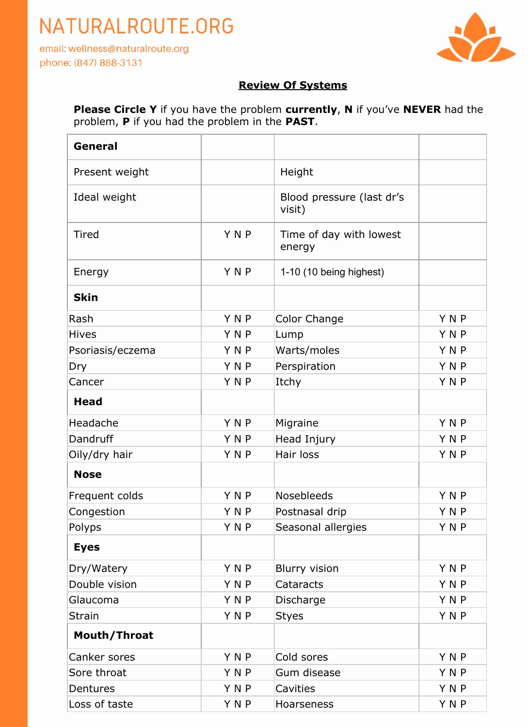NATURALROUTE.ORG

email: wellness@naturalroute.org
phone: (847) 888-3131

## Review Of Systems

**Please Circle Y** if you have the problem **currently**, **N** if you've **NEVER** had the problem, **P** if you had the problem in the **PAST**.

| **General** | | | |
|---|---|---|---|
| Present weight | | Height | |
| Ideal weight | | Blood pressure (last dr's visit) | |
| Tired | Y N P | Time of day with lowest energy | |
| Energy | Y N P | 1-10 (10 being highest) | |
| **Skin** | | | |
| Rash | Y N P | Color Change | Y N P |
| Hives | Y N P | Lump | Y N P |
| Psoriasis/eczema | Y N P | Warts/moles | Y N P |
| Dry | Y N P | Perspiration | Y N P |
| Cancer | Y N P | Itchy | Y N P |
| **Head** | | | |
| Headache | Y N P | Migraine | Y N P |
| Dandruff | Y N P | Head Injury | Y N P |
| Oily/dry hair | Y N P | Hair loss | Y N P |
| **Nose** | | | |
| Frequent colds | Y N P | Nosebleeds | Y N P |
| Congestion | Y N P | Postnasal drip | Y N P |
| Polyps | Y N P | Seasonal allergies | Y N P |
| **Eyes** | | | |
| Dry/Watery | Y N P | Blurry vision | Y N P |
| Double vision | Y N P | Cataracts | Y N P |
| Glaucoma | Y N P | Discharge | Y N P |
| Strain | Y N P | Styes | Y N P |
| **Mouth/Throat** | | | |
| Canker sores | Y N P | Cold sores | Y N P |
| Sore throat | Y N P | Gum disease | Y N P |
| Dentures | Y N P | Cavities | Y N P |
| Loss of taste | Y N P | Hoarseness | Y N P |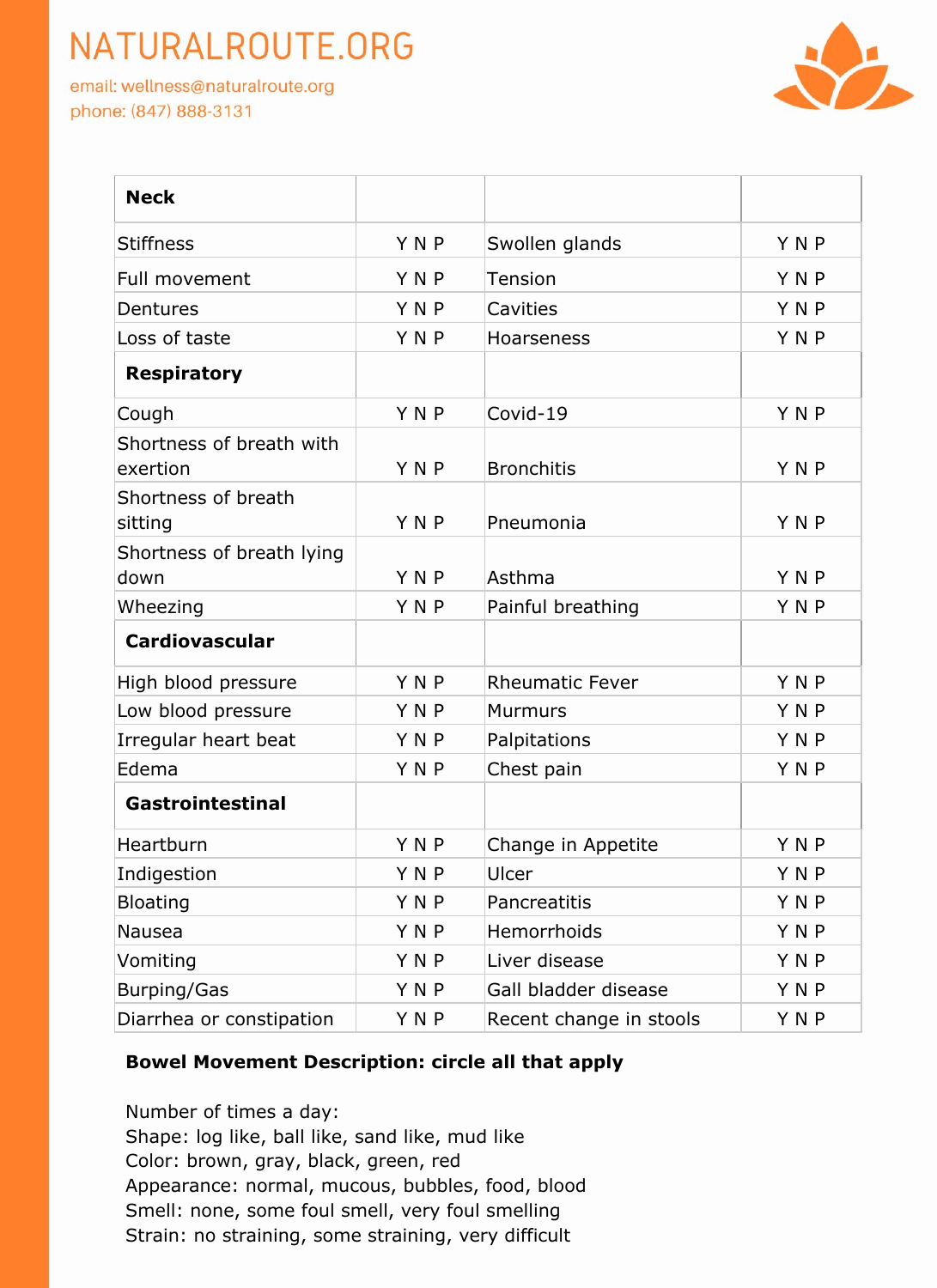| **Neck** | | | |
|---|---|---|---|
| Stiffness | Y N P | Swollen glands | Y N P |
| Full movement | Y N P | Tension | Y N P |
| Dentures | Y N P | Cavities | Y N P |
| Loss of taste | Y N P | Hoarseness | Y N P |
| **Respiratory** | | | |
| Cough | Y N P | Covid-19 | Y N P |
| Shortness of breath with exertion | Y N P | Bronchitis | Y N P |
| Shortness of breath sitting | Y N P | Pneumonia | Y N P |
| Shortness of breath lying down | Y N P | Asthma | Y N P |
| Wheezing | Y N P | Painful breathing | Y N P |
| **Cardiovascular** | | | |
| High blood pressure | Y N P | Rheumatic Fever | Y N P |
| Low blood pressure | Y N P | Murmurs | Y N P |
| Irregular heart beat | Y N P | Palpitations | Y N P |
| Edema | Y N P | Chest pain | Y N P |
| **Gastrointestinal** | | | |
| Heartburn | Y N P | Change in Appetite | Y N P |
| Indigestion | Y N P | Ulcer | Y N P |
| Bloating | Y N P | Pancreatitis | Y N P |
| Nausea | Y N P | Hemorrhoids | Y N P |
| Vomiting | Y N P | Liver disease | Y N P |
| Burping/Gas | Y N P | Gall bladder disease | Y N P |
| Diarrhea or constipation | Y N P | Recent change in stools | Y N P |

**Bowel Movement Description: circle all that apply**

Number of times a day:
Shape: log like, ball like, sand like, mud like
Color: brown, gray, black, green, red
Appearance: normal, mucous, bubbles, food, blood
Smell: none, some foul smell, very foul smelling
Strain: no straining, some straining, very difficult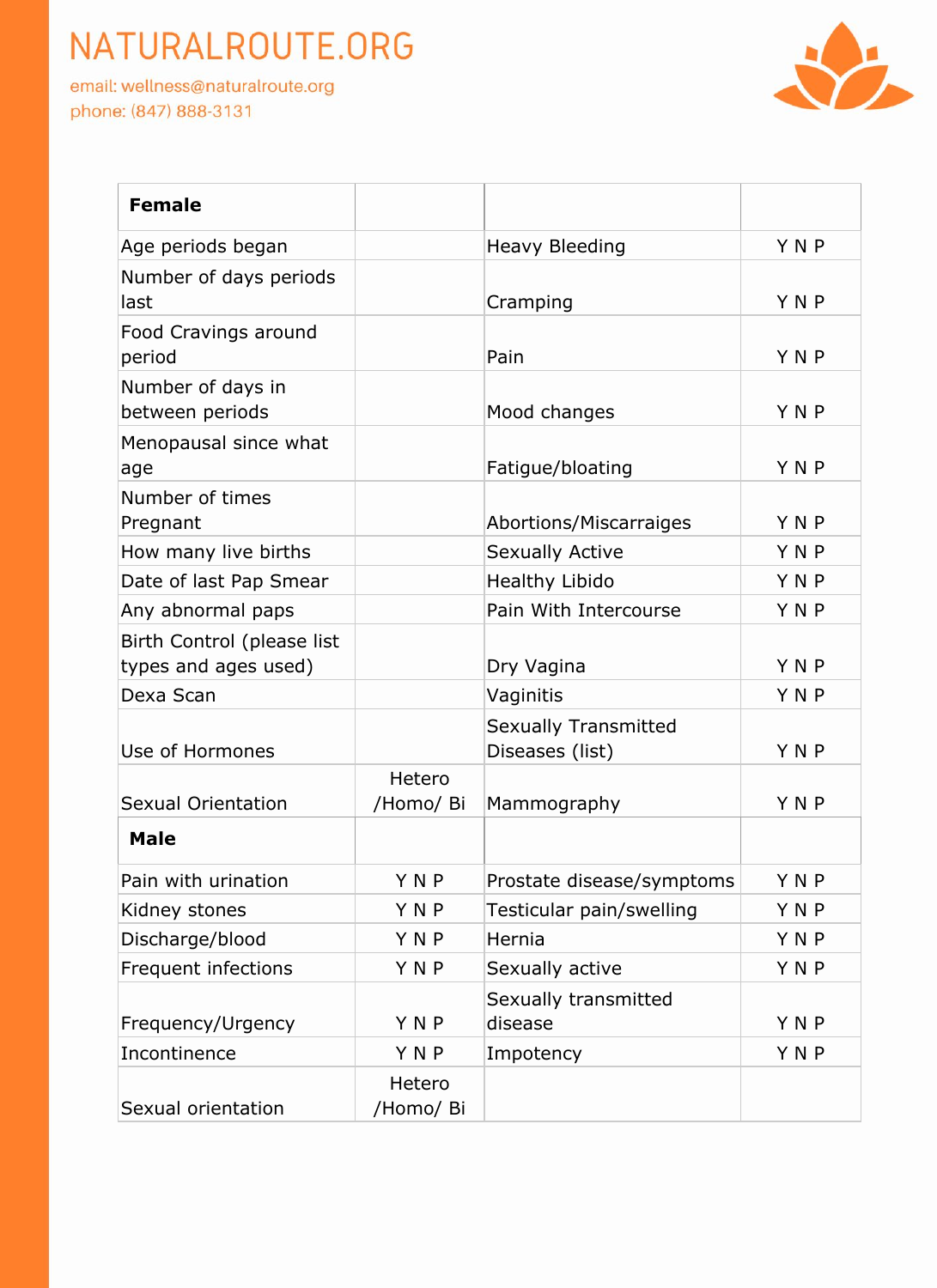# NATURALROUTE.ORG

email: wellness@naturalroute.org
phone: (847) 888-3131

| **Female** | | | |
|---|---|---|---|
| Age periods began | | Heavy Bleeding | Y N P |
| Number of days periods last | | Cramping | Y N P |
| Food Cravings around period | | Pain | Y N P |
| Number of days in between periods | | Mood changes | Y N P |
| Menopausal since what age | | Fatigue/bloating | Y N P |
| Number of times Pregnant | | Abortions/Miscarraiges | Y N P |
| How many live births | | Sexually Active | Y N P |
| Date of last Pap Smear | | Healthy Libido | Y N P |
| Any abnormal paps | | Pain With Intercourse | Y N P |
| Birth Control (please list types and ages used) | | Dry Vagina | Y N P |
| Dexa Scan | | Vaginitis | Y N P |
| Use of Hormones | | Sexually Transmitted Diseases (list) | Y N P |
| Sexual Orientation | Hetero /Homo/ Bi | Mammography | Y N P |
| **Male** | | | |
| Pain with urination | Y N P | Prostate disease/symptoms | Y N P |
| Kidney stones | Y N P | Testicular pain/swelling | Y N P |
| Discharge/blood | Y N P | Hernia | Y N P |
| Frequent infections | Y N P | Sexually active | Y N P |
| Frequency/Urgency | Y N P | Sexually transmitted disease | Y N P |
| Incontinence | Y N P | Impotency | Y N P |
| Sexual orientation | Hetero /Homo/ Bi | | |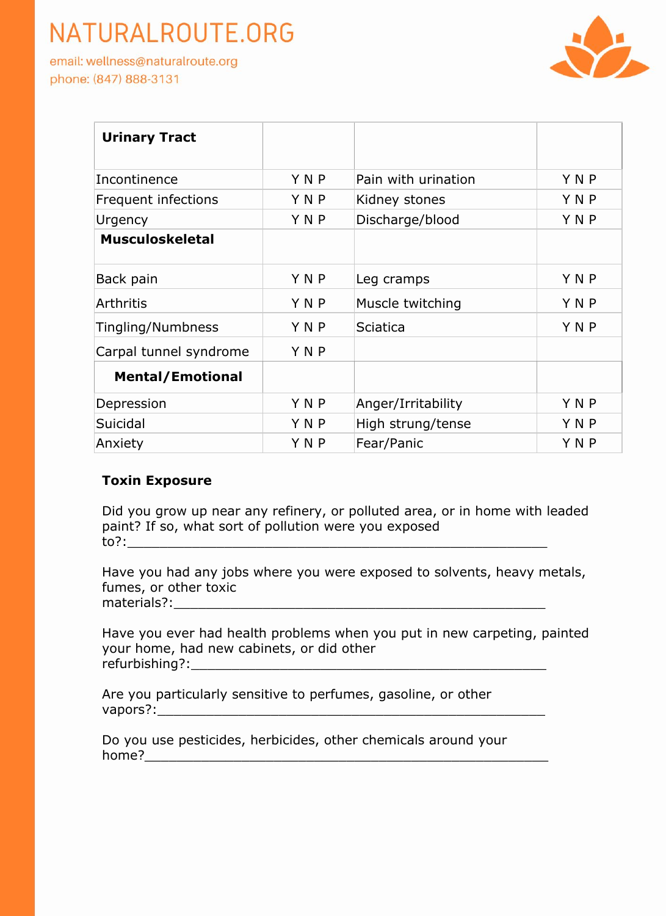# NATURALROUTE.ORG

email: wellness@naturalroute.org

phone: (847) 888-3131

| | | | |
|---|---|---|---|
| **Urinary Tract** | | | |
| Incontinence | Y N P | Pain with urination | Y N P |
| Frequent infections | Y N P | Kidney stones | Y N P |
| Urgency | Y N P | Discharge/blood | Y N P |
| **Musculoskeletal** | | | |
| Back pain | Y N P | Leg cramps | Y N P |
| Arthritis | Y N P | Muscle twitching | Y N P |
| Tingling/Numbness | Y N P | Sciatica | Y N P |
| Carpal tunnel syndrome | Y N P | | |
| **Mental/Emotional** | | | |
| Depression | Y N P | Anger/Irritability | Y N P |
| Suicidal | Y N P | High strung/tense | Y N P |
| Anxiety | Y N P | Fear/Panic | Y N P |

**Toxin Exposure**

Did you grow up near any refinery, or polluted area, or in home with leaded paint? If so, what sort of pollution were you exposed to?:_______________________________________________

Have you had any jobs where you were exposed to solvents, heavy metals, fumes, or other toxic materials?:_______________________________________________

Have you ever had health problems when you put in new carpeting, painted your home, had new cabinets, or did other refurbishing?:_______________________________________________

Are you particularly sensitive to perfumes, gasoline, or other vapors?:_______________________________________________

Do you use pesticides, herbicides, other chemicals around your home?_______________________________________________